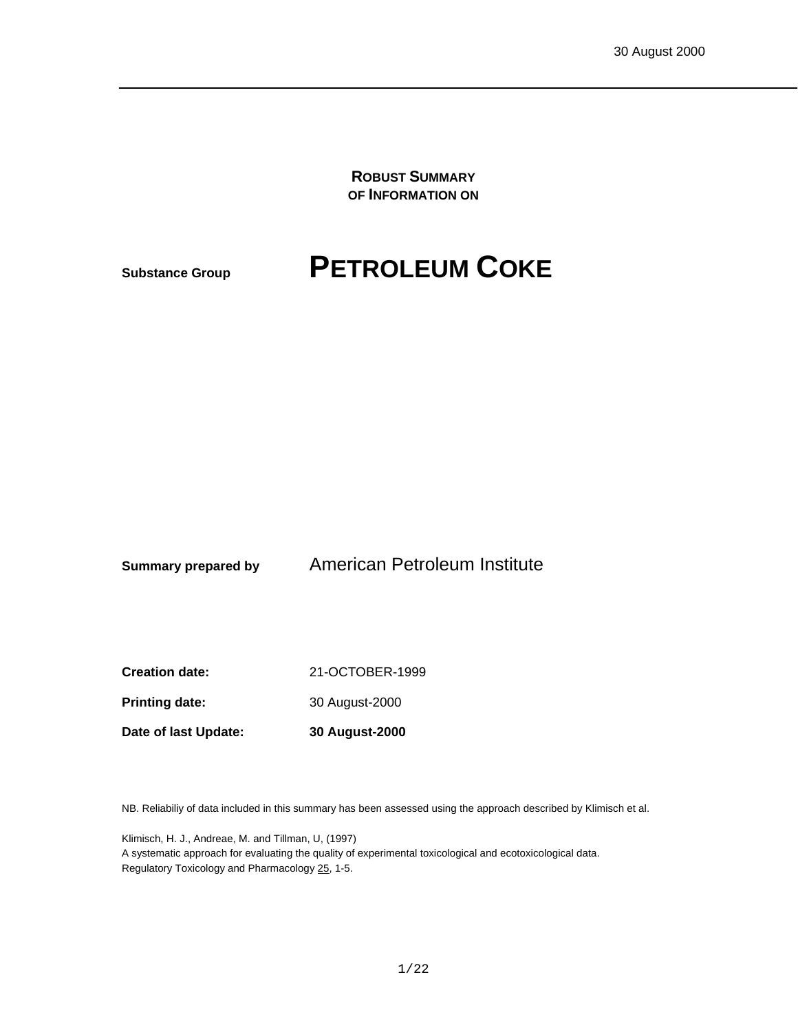30 August 2000

# ROBUST SUMMARY OF INFORMATION ON

**Substance Group** 

# PETROLEUM COKE

**Summary prepared by** American Petroleum Institute

**Creation date:** 21-OCTOBER-1999

**Printing date:** 30 August-2000

**Date of last Update:** **30 August-2000**

NB. Reliabiliy of data included in this summary has been assessed using the approach described by Klimisch et al.

Klimisch, H. J., Andreae, M. and Tillman, U, (1997)
A systematic approach for evaluating the quality of experimental toxicological and ecotoxicological data.
Regulatory Toxicology and Pharmacology 25, 1-5.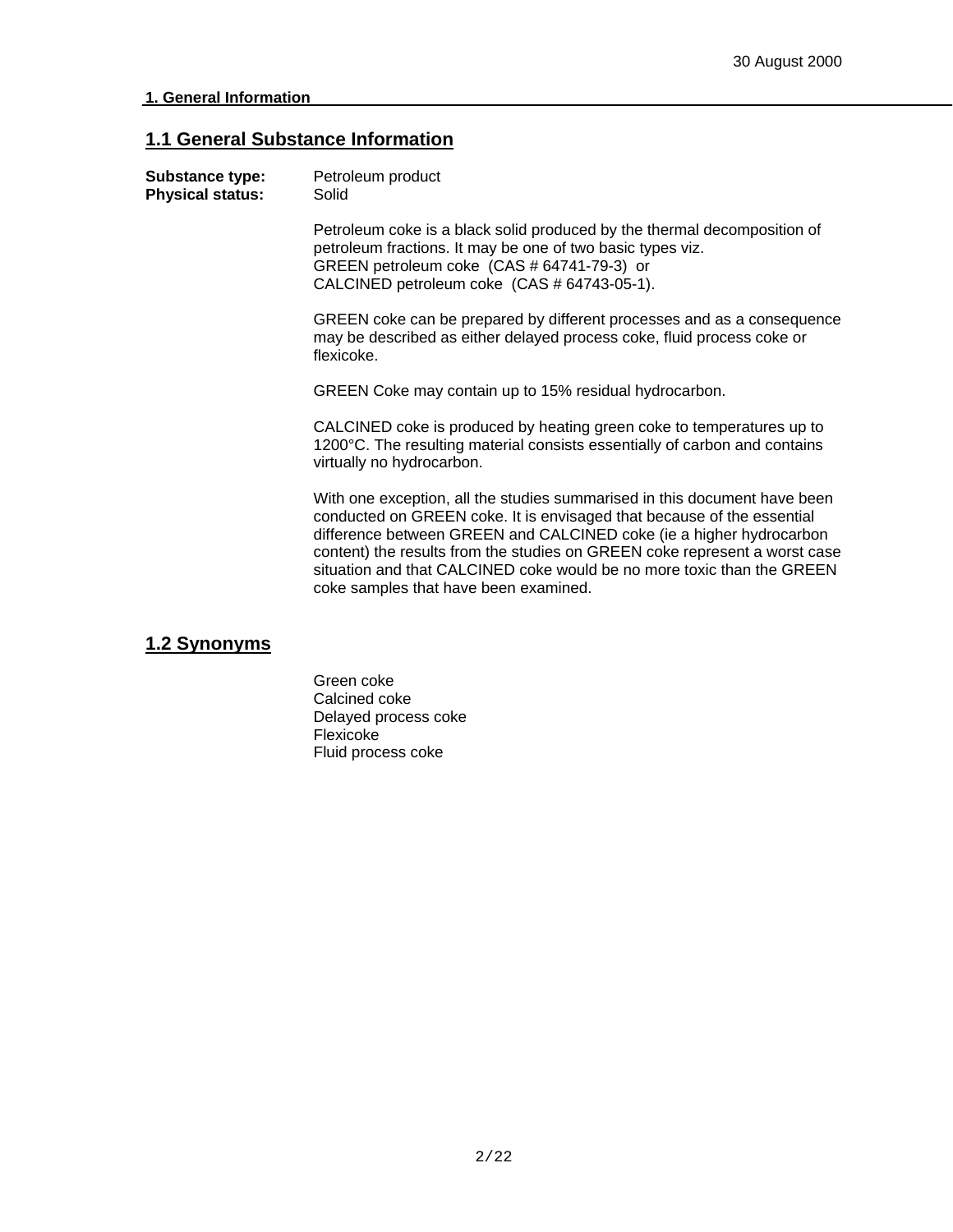## 1. General Information

### 1.1 General Substance Information

**Substance type:** Petroleum product
**Physical status:** Solid

Petroleum coke is a black solid produced by the thermal decomposition of petroleum fractions. It may be one of two basic types viz.
GREEN petroleum coke (CAS # 64741-79-3) or
CALCINED petroleum coke (CAS # 64743-05-1).

GREEN coke can be prepared by different processes and as a consequence may be described as either delayed process coke, fluid process coke or flexicoke.

GREEN Coke may contain up to 15% residual hydrocarbon.

CALCINED coke is produced by heating green coke to temperatures up to 1200°C. The resulting material consists essentially of carbon and contains virtually no hydrocarbon.

With one exception, all the studies summarised in this document have been conducted on GREEN coke. It is envisaged that because of the essential difference between GREEN and CALCINED coke (ie a higher hydrocarbon content) the results from the studies on GREEN coke represent a worst case situation and that CALCINED coke would be no more toxic than the GREEN coke samples that have been examined.

### 1.2 Synonyms

Green coke
Calcined coke
Delayed process coke
Flexicoke
Fluid process coke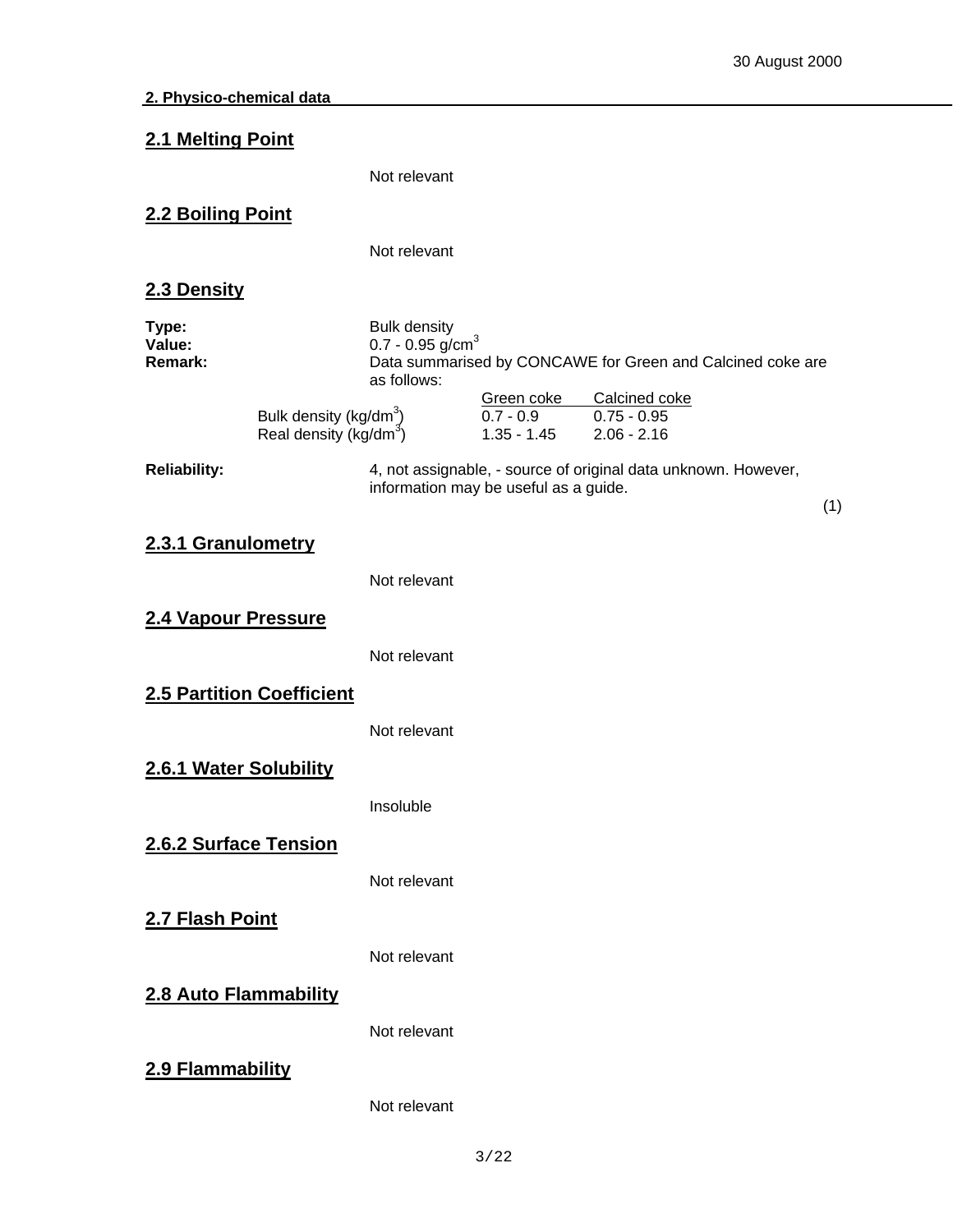30 August 2000

**2. Physico-chemical data**

## 2.1 Melting Point

Not relevant

## 2.2 Boiling Point

Not relevant

## 2.3 Density

**Type:** Bulk density
**Value:** 0.7 - 0.95 g/cm$^3$
**Remark:** Data summarised by CONCAWE for Green and Calcined coke are as follows:

| | Green coke | Calcined coke |
|---|---|---|
| Bulk density (kg/dm$^3$) | 0.7 - 0.9 | 0.75 - 0.95 |
| Real density (kg/dm$^3$) | 1.35 - 1.45 | 2.06 - 2.16 |

**Reliability:** 4, not assignable, - source of original data unknown. However, information may be useful as a guide.

(1)

### 2.3.1 Granulometry

Not relevant

## 2.4 Vapour Pressure

Not relevant

## 2.5 Partition Coefficient

Not relevant

### 2.6.1 Water Solubility

Insoluble

### 2.6.2 Surface Tension

Not relevant

## 2.7 Flash Point

Not relevant

## 2.8 Auto Flammability

Not relevant

## 2.9 Flammability

Not relevant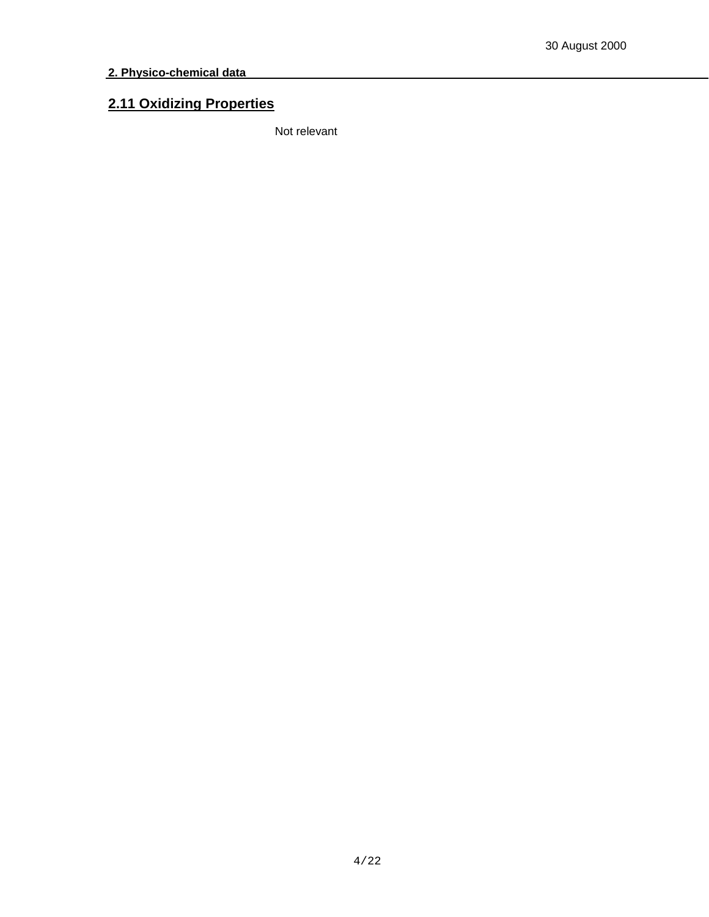**2. Physico-chemical data**

## 2.11 Oxidizing Properties

Not relevant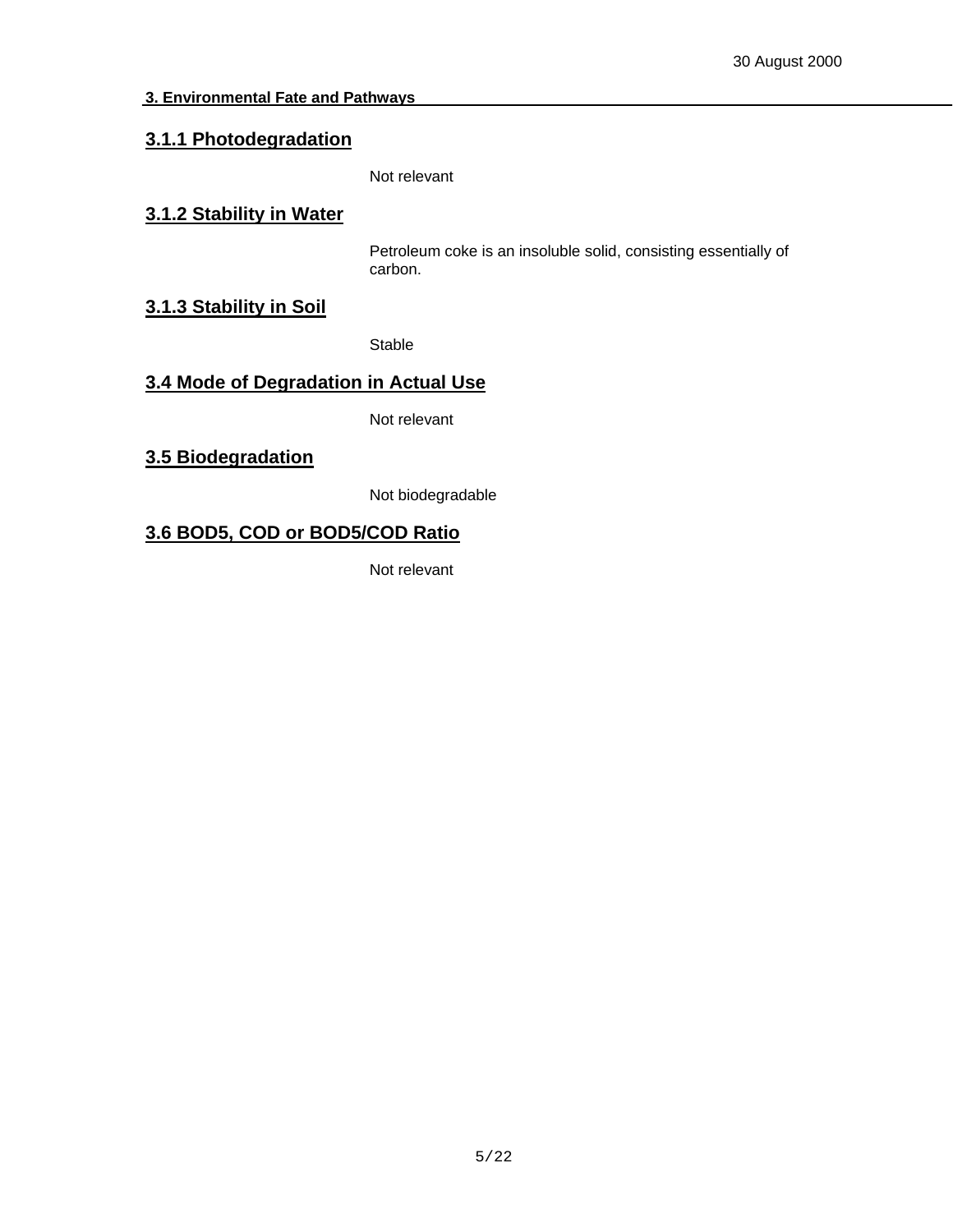## 3. Environmental Fate and Pathways

### 3.1.1 Photodegradation

Not relevant

### 3.1.2 Stability in Water

Petroleum coke is an insoluble solid, consisting essentially of carbon.

### 3.1.3 Stability in Soil

Stable

### 3.4 Mode of Degradation in Actual Use

Not relevant

### 3.5 Biodegradation

Not biodegradable

### 3.6 BOD5, COD or BOD5/COD Ratio

Not relevant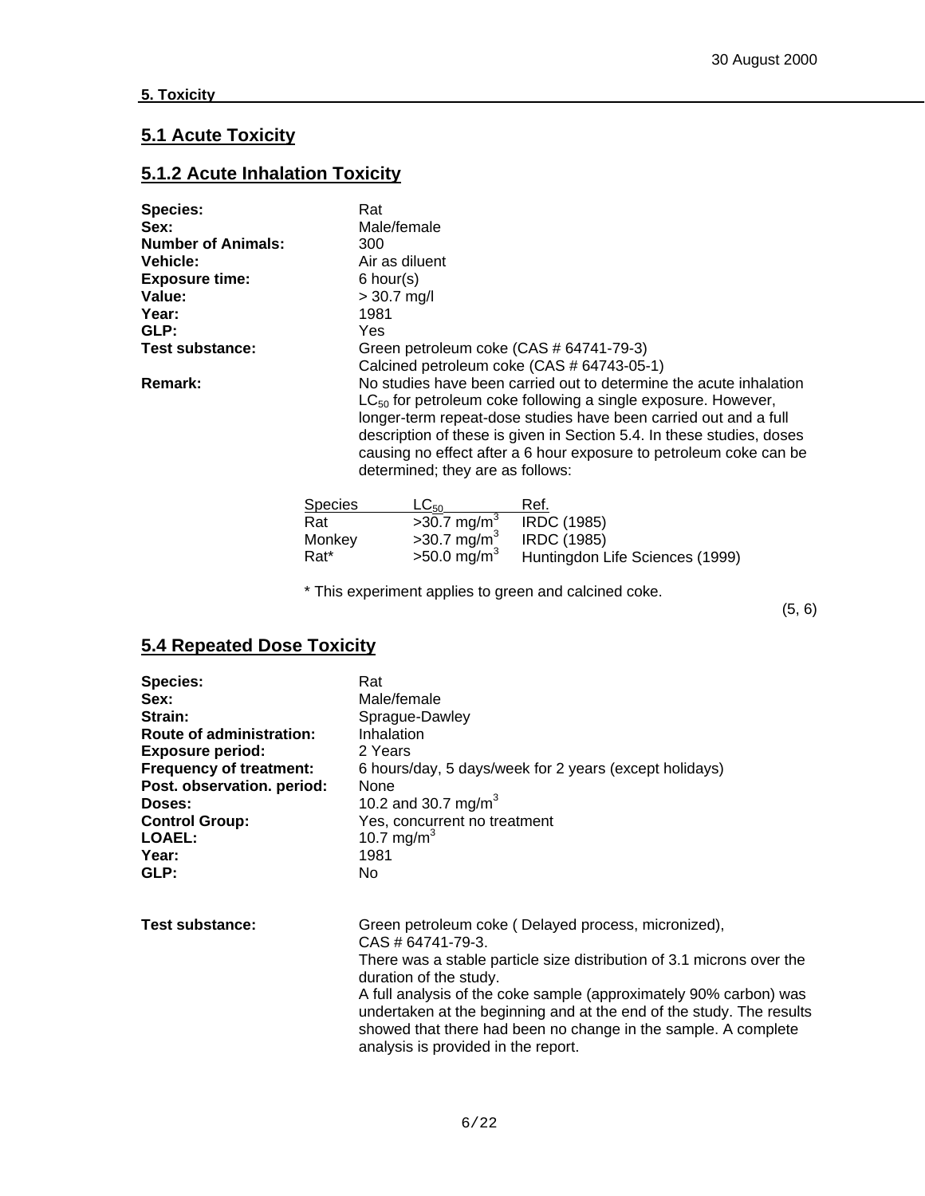**5. Toxicity**

## 5.1 Acute Toxicity

## 5.1.2 Acute Inhalation Toxicity

**Species:** Rat
**Sex:** Male/female
**Number of Animals:** 300
**Vehicle:** Air as diluent
**Exposure time:** 6 hour(s)
**Value:** > 30.7 mg/l
**Year:** 1981
**GLP:** Yes
**Test substance:** Green petroleum coke (CAS # 64741-79-3)
Calcined petroleum coke (CAS # 64743-05-1)
**Remark:** No studies have been carried out to determine the acute inhalation $LC_{50}$ for petroleum coke following a single exposure. However, longer-term repeat-dose studies have been carried out and a full description of these is given in Section 5.4. In these studies, doses causing no effect after a 6 hour exposure to petroleum coke can be determined; they are as follows:

| Species | $LC_{50}$ | Ref. |
|---|---|---|
| Rat | >30.7 mg/m$^3$ | IRDC (1985) |
| Monkey | >30.7 mg/m$^3$ | IRDC (1985) |
| Rat* | >50.0 mg/m$^3$ | Huntingdon Life Sciences (1999) |

\* This experiment applies to green and calcined coke.

(5, 6)

## 5.4 Repeated Dose Toxicity

**Species:** Rat
**Sex:** Male/female
**Strain:** Sprague-Dawley
**Route of administration:** Inhalation
**Exposure period:** 2 Years
**Frequency of treatment:** 6 hours/day, 5 days/week for 2 years (except holidays)
**Post. observation. period:** None
**Doses:** 10.2 and 30.7 mg/m$^3$
**Control Group:** Yes, concurrent no treatment
**LOAEL:** 10.7 mg/m$^3$
**Year:** 1981
**GLP:** No

**Test substance:** Green petroleum coke ( Delayed process, micronized), CAS # 64741-79-3.
There was a stable particle size distribution of 3.1 microns over the duration of the study.
A full analysis of the coke sample (approximately 90% carbon) was undertaken at the beginning and at the end of the study. The results showed that there had been no change in the sample. A complete analysis is provided in the report.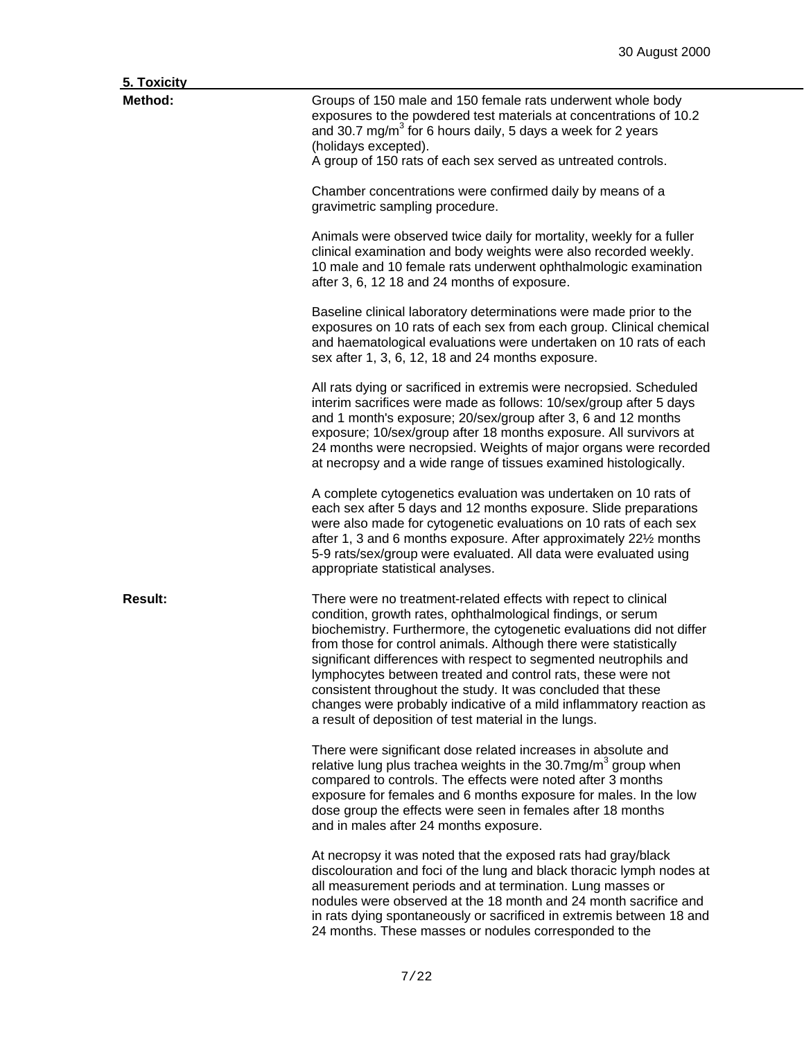## 5. Toxicity

**Method:**

Groups of 150 male and 150 female rats underwent whole body exposures to the powdered test materials at concentrations of 10.2 and 30.7 mg/m$^3$ for 6 hours daily, 5 days a week for 2 years (holidays excepted).
A group of 150 rats of each sex served as untreated controls.

Chamber concentrations were confirmed daily by means of a gravimetric sampling procedure.

Animals were observed twice daily for mortality, weekly for a fuller clinical examination and body weights were also recorded weekly. 10 male and 10 female rats underwent ophthalmologic examination after 3, 6, 12 18 and 24 months of exposure.

Baseline clinical laboratory determinations were made prior to the exposures on 10 rats of each sex from each group. Clinical chemical and haematological evaluations were undertaken on 10 rats of each sex after 1, 3, 6, 12, 18 and 24 months exposure.

All rats dying or sacrificed in extremis were necropsied. Scheduled interim sacrifices were made as follows: 10/sex/group after 5 days and 1 month's exposure; 20/sex/group after 3, 6 and 12 months exposure; 10/sex/group after 18 months exposure. All survivors at 24 months were necropsied. Weights of major organs were recorded at necropsy and a wide range of tissues examined histologically.

A complete cytogenetics evaluation was undertaken on 10 rats of each sex after 5 days and 12 months exposure. Slide preparations were also made for cytogenetic evaluations on 10 rats of each sex after 1, 3 and 6 months exposure. After approximately 22½ months 5-9 rats/sex/group were evaluated. All data were evaluated using appropriate statistical analyses.

**Result:**

There were no treatment-related effects with repect to clinical condition, growth rates, ophthalmological findings, or serum biochemistry. Furthermore, the cytogenetic evaluations did not differ from those for control animals. Although there were statistically significant differences with respect to segmented neutrophils and lymphocytes between treated and control rats, these were not consistent throughout the study. It was concluded that these changes were probably indicative of a mild inflammatory reaction as a result of deposition of test material in the lungs.

There were significant dose related increases in absolute and relative lung plus trachea weights in the 30.7mg/m$^3$ group when compared to controls. The effects were noted after 3 months exposure for females and 6 months exposure for males. In the low dose group the effects were seen in females after 18 months and in males after 24 months exposure.

At necropsy it was noted that the exposed rats had gray/black discolouration and foci of the lung and black thoracic lymph nodes at all measurement periods and at termination. Lung masses or nodules were observed at the 18 month and 24 month sacrifice and in rats dying spontaneously or sacrificed in extremis between 18 and 24 months. These masses or nodules corresponded to the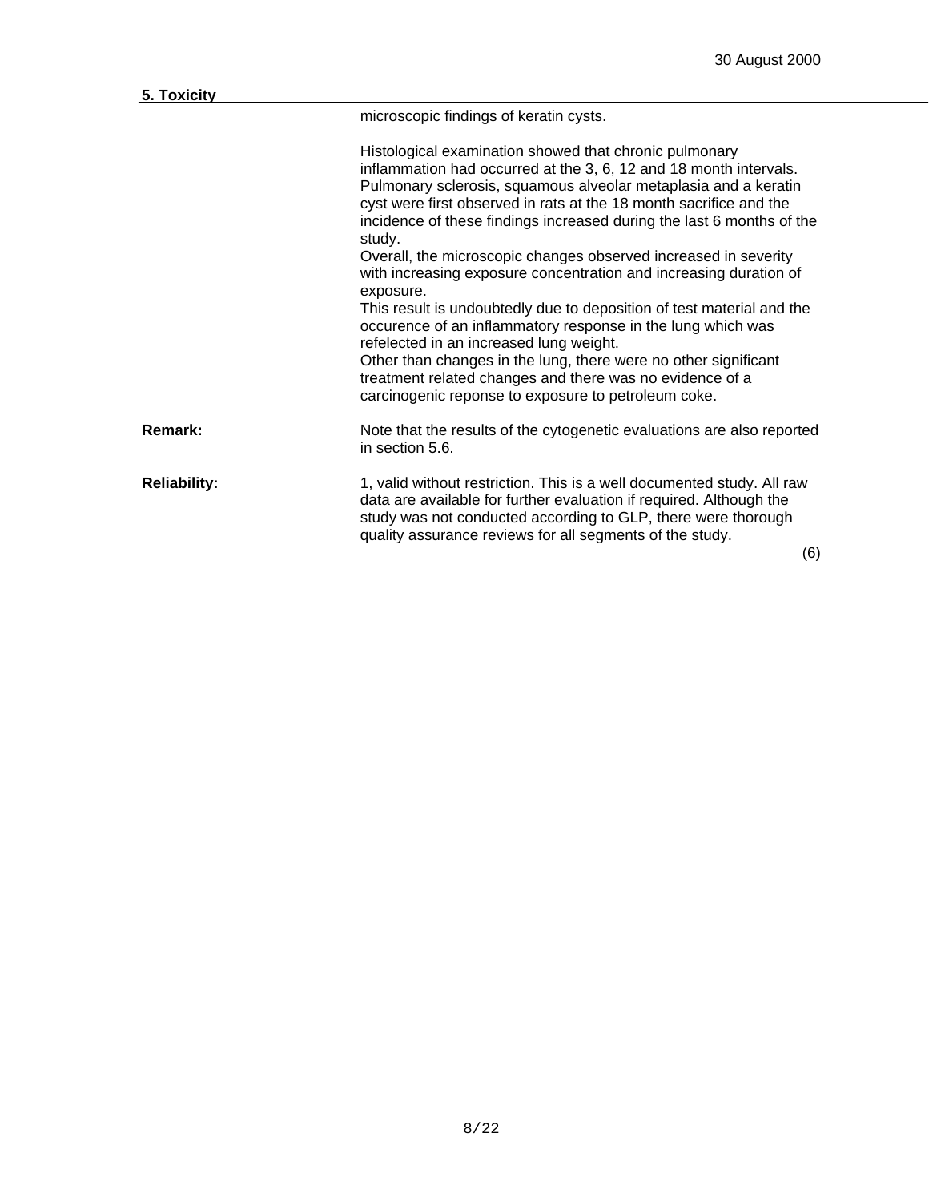## 5. Toxicity

microscopic findings of keratin cysts.

Histological examination showed that chronic pulmonary inflammation had occurred at the 3, 6, 12 and 18 month intervals. Pulmonary sclerosis, squamous alveolar metaplasia and a keratin cyst were first observed in rats at the 18 month sacrifice and the incidence of these findings increased during the last 6 months of the study.
Overall, the microscopic changes observed increased in severity with increasing exposure concentration and increasing duration of exposure.
This result is undoubtedly due to deposition of test material and the occurence of an inflammatory response in the lung which was refelected in an increased lung weight.
Other than changes in the lung, there were no other significant treatment related changes and there was no evidence of a carcinogenic reponse to exposure to petroleum coke.

**Remark:** Note that the results of the cytogenetic evaluations are also reported in section 5.6.

**Reliability:** 1, valid without restriction. This is a well documented study. All raw data are available for further evaluation if required. Although the study was not conducted according to GLP, there were thorough quality assurance reviews for all segments of the study.

(6)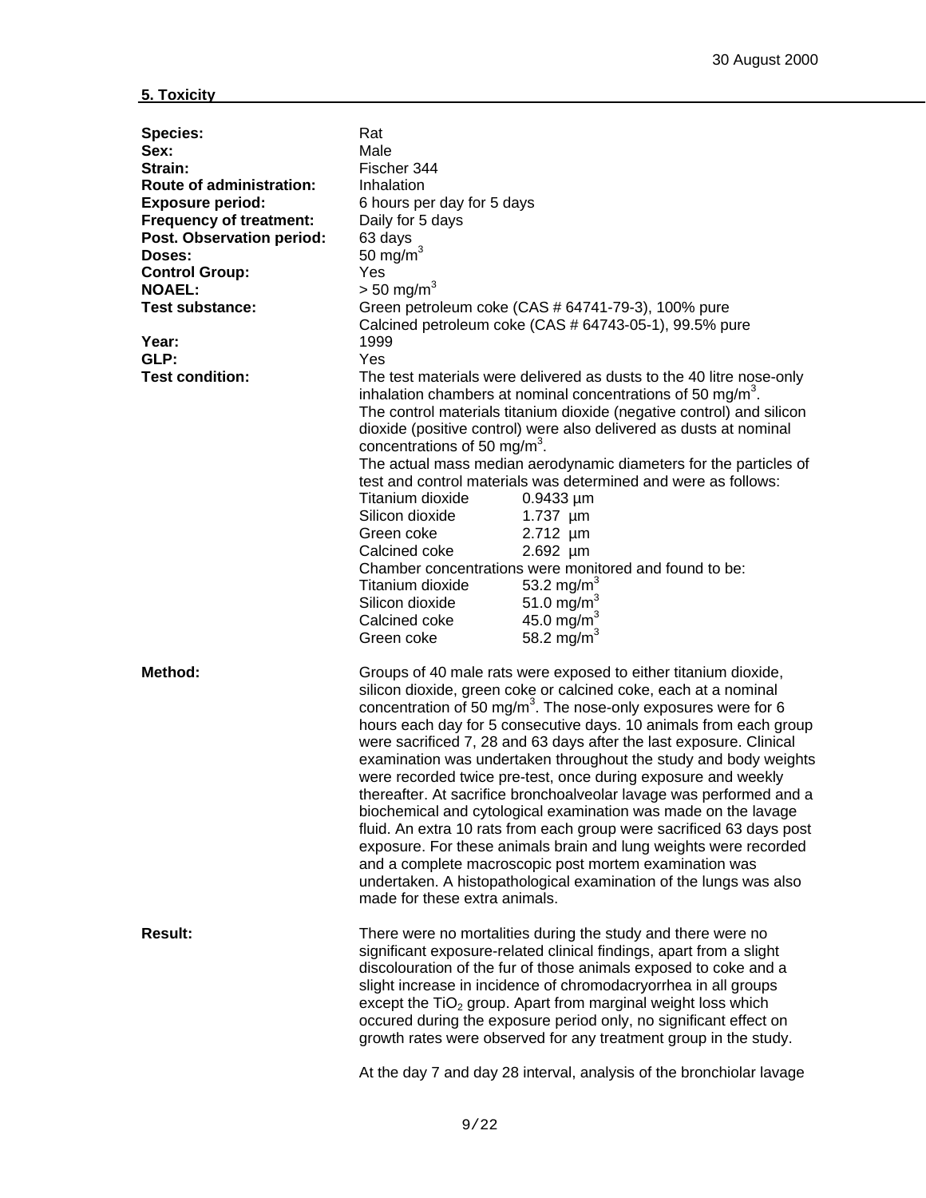## 5. Toxicity

**Species:** Rat
**Sex:** Male
**Strain:** Fischer 344
**Route of administration:** Inhalation
**Exposure period:** 6 hours per day for 5 days
**Frequency of treatment:** Daily for 5 days
**Post. Observation period:** 63 days
**Doses:** 50 mg/m$^3$
**Control Group:** Yes
**NOAEL:** > 50 mg/m$^3$
**Test substance:** Green petroleum coke (CAS # 64741-79-3), 100% pure
Calcined petroleum coke (CAS # 64743-05-1), 99.5% pure
**Year:** 1999
**GLP:** Yes
**Test condition:** The test materials were delivered as dusts to the 40 litre nose-only inhalation chambers at nominal concentrations of 50 mg/m$^3$.
The control materials titanium dioxide (negative control) and silicon dioxide (positive control) were also delivered as dusts at nominal concentrations of 50 mg/m$^3$.
The actual mass median aerodynamic diameters for the particles of test and control materials was determined and were as follows:

| | |
|---|---|
| Titanium dioxide | 0.9433 µm |
| Silicon dioxide | 1.737 µm |
| Green coke | 2.712 µm |
| Calcined coke | 2.692 µm |

Chamber concentrations were monitored and found to be:

| | |
|---|---|
| Titanium dioxide | 53.2 mg/m$^3$ |
| Silicon dioxide | 51.0 mg/m$^3$ |
| Calcined coke | 45.0 mg/m$^3$ |
| Green coke | 58.2 mg/m$^3$ |

**Method:** Groups of 40 male rats were exposed to either titanium dioxide, silicon dioxide, green coke or calcined coke, each at a nominal concentration of 50 mg/m$^3$. The nose-only exposures were for 6 hours each day for 5 consecutive days. 10 animals from each group were sacrificed 7, 28 and 63 days after the last exposure. Clinical examination was undertaken throughout the study and body weights were recorded twice pre-test, once during exposure and weekly thereafter. At sacrifice bronchoalveolar lavage was performed and a biochemical and cytological examination was made on the lavage fluid. An extra 10 rats from each group were sacrificed 63 days post exposure. For these animals brain and lung weights were recorded and a complete macroscopic post mortem examination was undertaken. A histopathological examination of the lungs was also made for these extra animals.

**Result:** There were no mortalities during the study and there were no significant exposure-related clinical findings, apart from a slight discolouration of the fur of those animals exposed to coke and a slight increase in incidence of chromodacryorrhea in all groups except the $TiO_2$ group. Apart from marginal weight loss which occured during the exposure period only, no significant effect on growth rates were observed for any treatment group in the study.

At the day 7 and day 28 interval, analysis of the bronchiolar lavage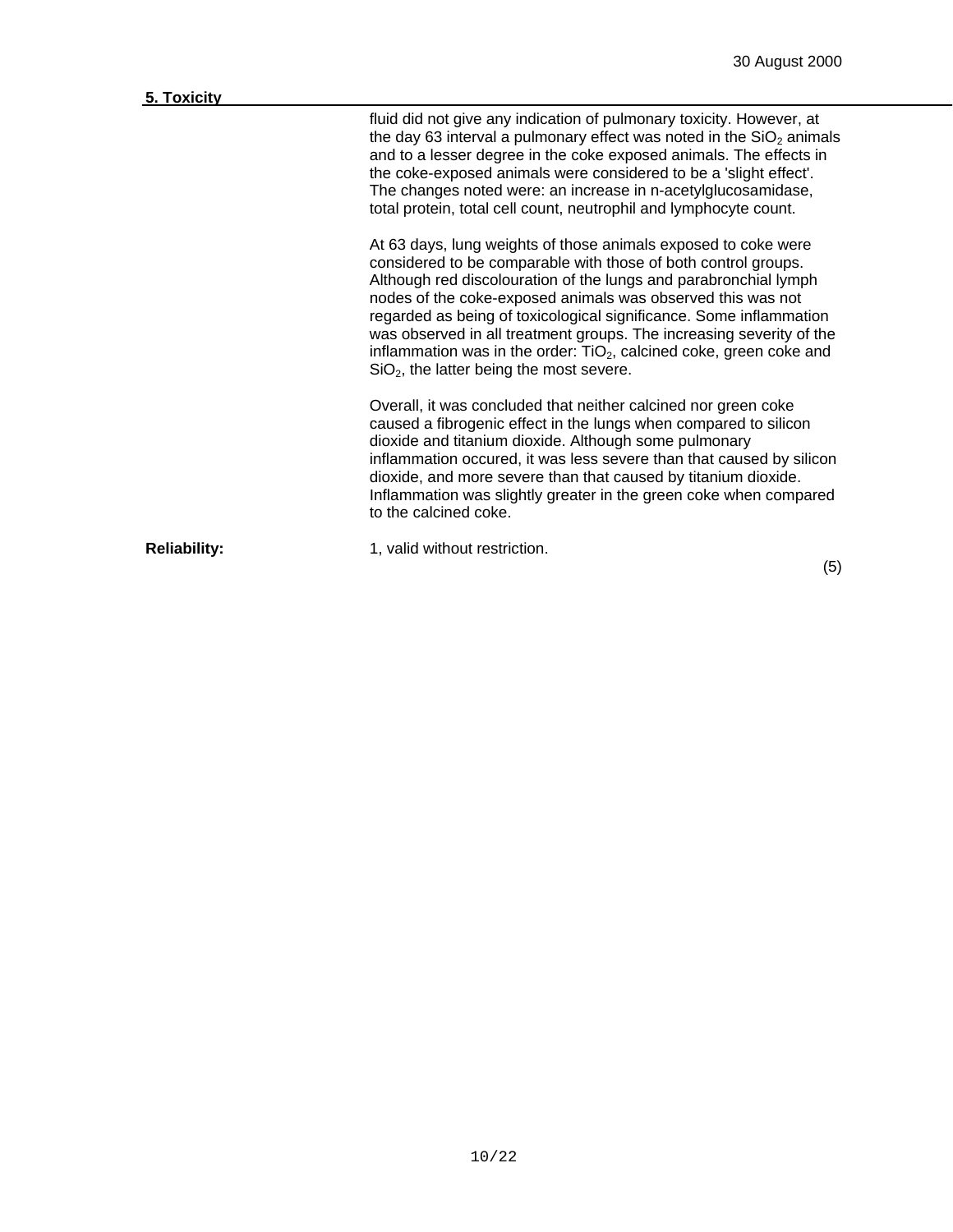fluid did not give any indication of pulmonary toxicity. However, at the day 63 interval a pulmonary effect was noted in the $SiO_2$ animals and to a lesser degree in the coke exposed animals. The effects in the coke-exposed animals were considered to be a 'slight effect'. The changes noted were: an increase in n-acetylglucosamidase, total protein, total cell count, neutrophil and lymphocyte count.

At 63 days, lung weights of those animals exposed to coke were considered to be comparable with those of both control groups. Although red discolouration of the lungs and parabronchial lymph nodes of the coke-exposed animals was observed this was not regarded as being of toxicological significance. Some inflammation was observed in all treatment groups. The increasing severity of the inflammation was in the order: $TiO_2$, calcined coke, green coke and $SiO_2$, the latter being the most severe.

Overall, it was concluded that neither calcined nor green coke caused a fibrogenic effect in the lungs when compared to silicon dioxide and titanium dioxide. Although some pulmonary inflammation occured, it was less severe than that caused by silicon dioxide, and more severe than that caused by titanium dioxide. Inflammation was slightly greater in the green coke when compared to the calcined coke.

**Reliability:** 1, valid without restriction.

(5)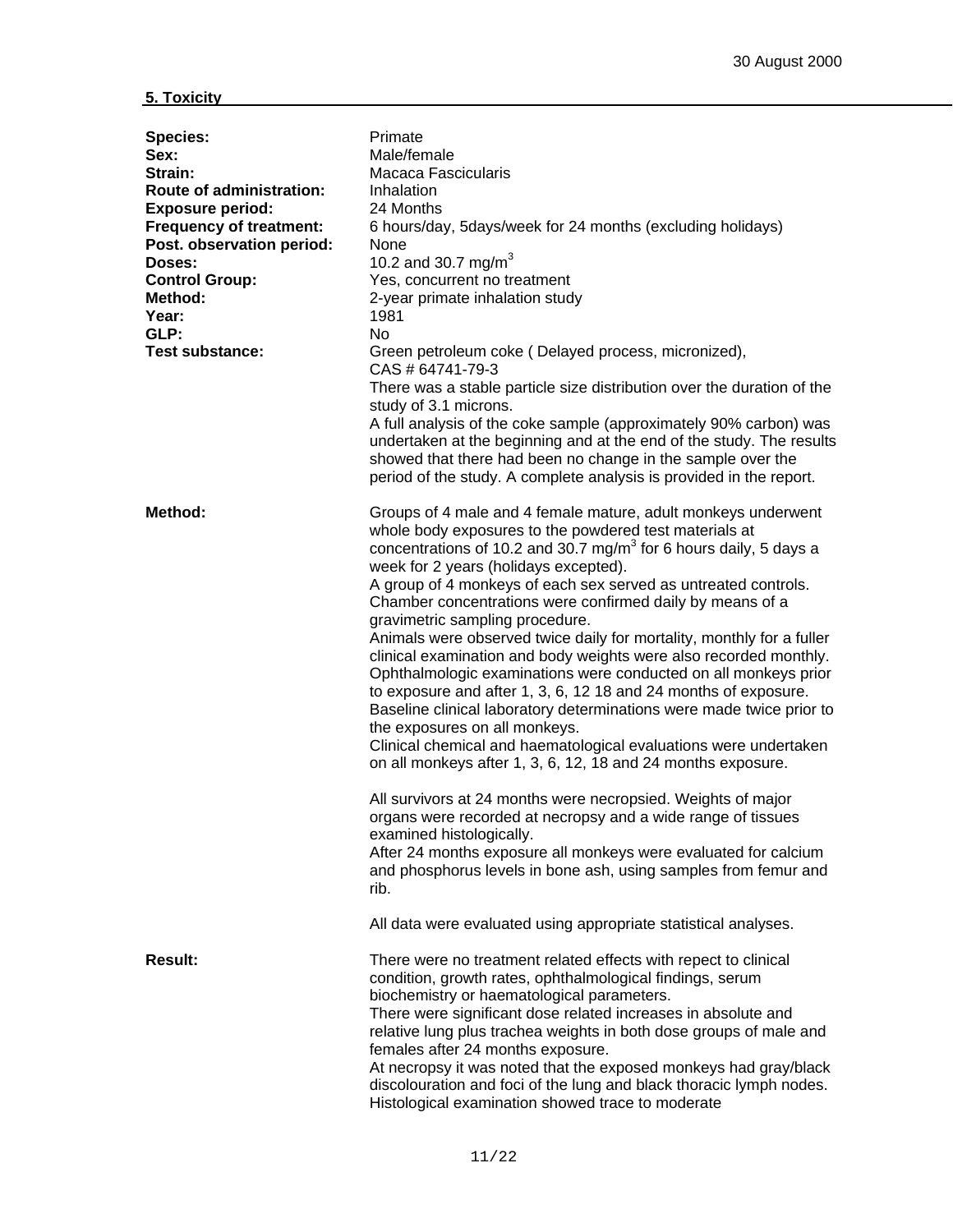## 5. Toxicity

**Species:** Primate
**Sex:** Male/female
**Strain:** Macaca Fascicularis
**Route of administration:** Inhalation
**Exposure period:** 24 Months
**Frequency of treatment:** 6 hours/day, 5days/week for 24 months (excluding holidays)
**Post. observation period:** None
**Doses:** 10.2 and 30.7 mg/m$^3$
**Control Group:** Yes, concurrent no treatment
**Method:** 2-year primate inhalation study
**Year:** 1981
**GLP:** No
**Test substance:** Green petroleum coke ( Delayed process, micronized), CAS # 64741-79-3
There was a stable particle size distribution over the duration of the study of 3.1 microns.
A full analysis of the coke sample (approximately 90% carbon) was undertaken at the beginning and at the end of the study. The results showed that there had been no change in the sample over the period of the study. A complete analysis is provided in the report.

**Method:** Groups of 4 male and 4 female mature, adult monkeys underwent whole body exposures to the powdered test materials at concentrations of 10.2 and 30.7 mg/m$^3$ for 6 hours daily, 5 days a week for 2 years (holidays excepted).
A group of 4 monkeys of each sex served as untreated controls.
Chamber concentrations were confirmed daily by means of a gravimetric sampling procedure.
Animals were observed twice daily for mortality, monthly for a fuller clinical examination and body weights were also recorded monthly.
Ophthalmologic examinations were conducted on all monkeys prior to exposure and after 1, 3, 6, 12 18 and 24 months of exposure.
Baseline clinical laboratory determinations were made twice prior to the exposures on all monkeys.
Clinical chemical and haematological evaluations were undertaken on all monkeys after 1, 3, 6, 12, 18 and 24 months exposure.

All survivors at 24 months were necropsied. Weights of major organs were recorded at necropsy and a wide range of tissues examined histologically.
After 24 months exposure all monkeys were evaluated for calcium and phosphorus levels in bone ash, using samples from femur and rib.

All data were evaluated using appropriate statistical analyses.

**Result:** There were no treatment related effects with repect to clinical condition, growth rates, ophthalmological findings, serum biochemistry or haematological parameters.
There were significant dose related increases in absolute and relative lung plus trachea weights in both dose groups of male and females after 24 months exposure.
At necropsy it was noted that the exposed monkeys had gray/black discolouration and foci of the lung and black thoracic lymph nodes.
Histological examination showed trace to moderate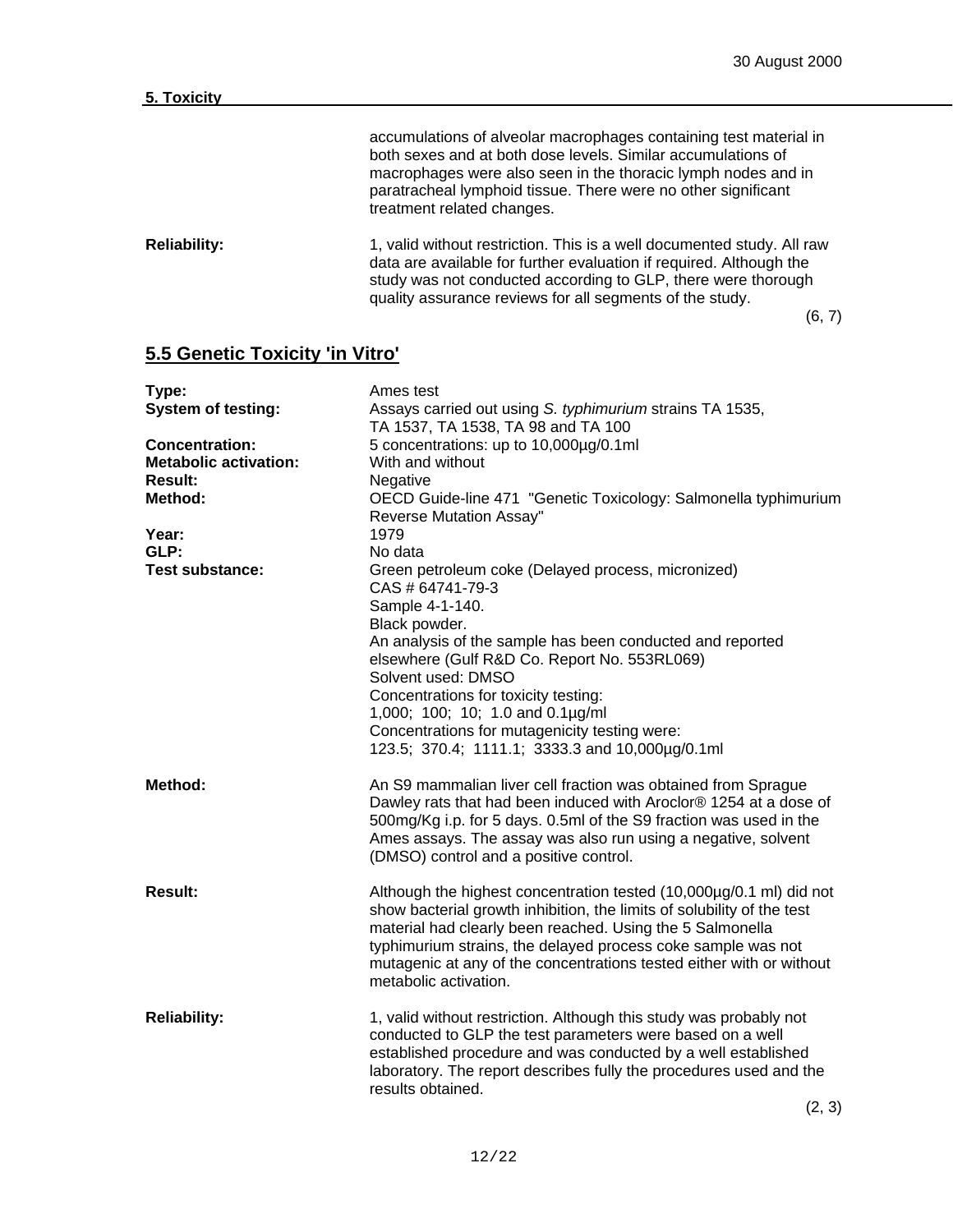accumulations of alveolar macrophages containing test material in both sexes and at both dose levels. Similar accumulations of macrophages were also seen in the thoracic lymph nodes and in paratracheal lymphoid tissue. There were no other significant treatment related changes.

**Reliability:** 1, valid without restriction. This is a well documented study. All raw data are available for further evaluation if required. Although the study was not conducted according to GLP, there were thorough quality assurance reviews for all segments of the study.

(6, 7)

## 5.5 Genetic Toxicity 'in Vitro'

**Type:** Ames test

**System of testing:** Assays carried out using *S. typhimurium* strains TA 1535, TA 1537, TA 1538, TA 98 and TA 100

**Concentration:** 5 concentrations: up to 10,000µg/0.1ml

**Metabolic activation:** With and without

**Result:** Negative

**Method:** OECD Guide-line 471 "Genetic Toxicology: Salmonella typhimurium Reverse Mutation Assay"

**Year:** 1979

**GLP:** No data

**Test substance:** Green petroleum coke (Delayed process, micronized)
CAS # 64741-79-3
Sample 4-1-140.
Black powder.
An analysis of the sample has been conducted and reported elsewhere (Gulf R&D Co. Report No. 553RL069)
Solvent used: DMSO
Concentrations for toxicity testing:
1,000; 100; 10; 1.0 and 0.1µg/ml
Concentrations for mutagenicity testing were:
123.5; 370.4; 1111.1; 3333.3 and 10,000µg/0.1ml

**Method:** An S9 mammalian liver cell fraction was obtained from Sprague Dawley rats that had been induced with Aroclor® 1254 at a dose of 500mg/Kg i.p. for 5 days. 0.5ml of the S9 fraction was used in the Ames assays. The assay was also run using a negative, solvent (DMSO) control and a positive control.

**Result:** Although the highest concentration tested (10,000µg/0.1 ml) did not show bacterial growth inhibition, the limits of solubility of the test material had clearly been reached. Using the 5 Salmonella typhimurium strains, the delayed process coke sample was not mutagenic at any of the concentrations tested either with or without metabolic activation.

**Reliability:** 1, valid without restriction. Although this study was probably not conducted to GLP the test parameters were based on a well established procedure and was conducted by a well established laboratory. The report describes fully the procedures used and the results obtained.

(2, 3)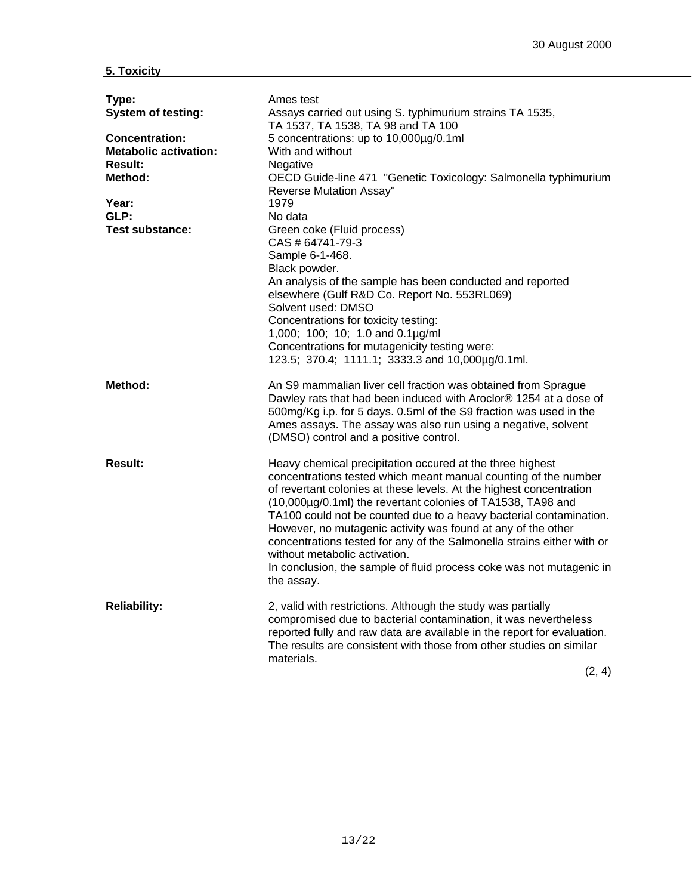## 5. Toxicity

**Type:** Ames test

**System of testing:** Assays carried out using S. typhimurium strains TA 1535, TA 1537, TA 1538, TA 98 and TA 100

**Concentration:** 5 concentrations: up to 10,000µg/0.1ml

**Metabolic activation:** With and without

**Result:** Negative

**Method:** OECD Guide-line 471 "Genetic Toxicology: Salmonella typhimurium Reverse Mutation Assay"

**Year:** 1979

**GLP:** No data

**Test substance:** Green coke (Fluid process)
CAS # 64741-79-3
Sample 6-1-468.
Black powder.
An analysis of the sample has been conducted and reported elsewhere (Gulf R&D Co. Report No. 553RL069)
Solvent used: DMSO
Concentrations for toxicity testing:
1,000; 100; 10; 1.0 and 0.1µg/ml
Concentrations for mutagenicity testing were:
123.5; 370.4; 1111.1; 3333.3 and 10,000µg/0.1ml.

**Method:** An S9 mammalian liver cell fraction was obtained from Sprague Dawley rats that had been induced with Aroclor® 1254 at a dose of 500mg/Kg i.p. for 5 days. 0.5ml of the S9 fraction was used in the Ames assays. The assay was also run using a negative, solvent (DMSO) control and a positive control.

**Result:** Heavy chemical precipitation occured at the three highest concentrations tested which meant manual counting of the number of revertant colonies at these levels. At the highest concentration (10,000µg/0.1ml) the revertant colonies of TA1538, TA98 and TA100 could not be counted due to a heavy bacterial contamination. However, no mutagenic activity was found at any of the other concentrations tested for any of the Salmonella strains either with or without metabolic activation.
In conclusion, the sample of fluid process coke was not mutagenic in the assay.

**Reliability:** 2, valid with restrictions. Although the study was partially compromised due to bacterial contamination, it was nevertheless reported fully and raw data are available in the report for evaluation. The results are consistent with those from other studies on similar materials.

(2, 4)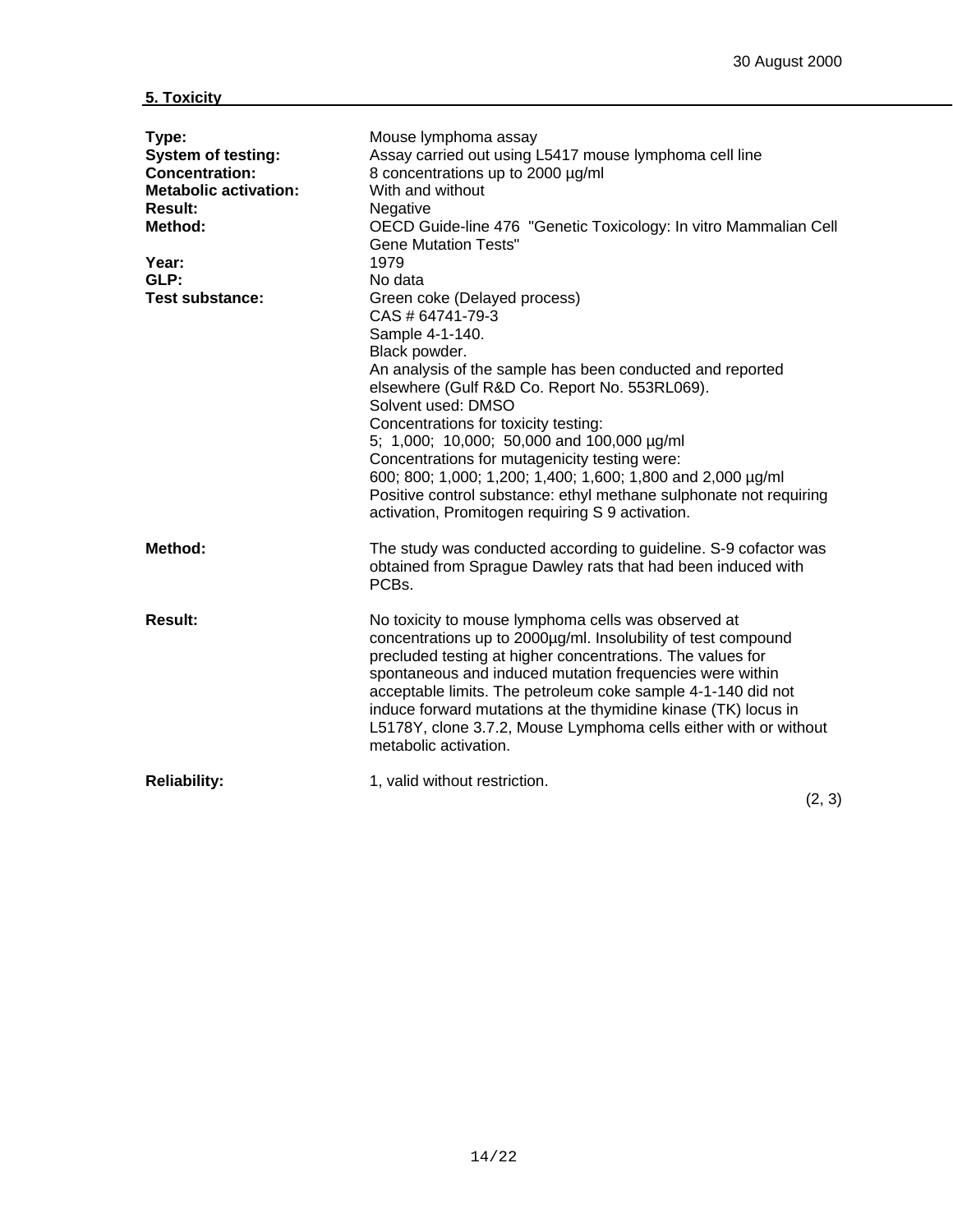30 August 2000

**5. Toxicity**

**Type:** Mouse lymphoma assay
**System of testing:** Assay carried out using L5417 mouse lymphoma cell line
**Concentration:** 8 concentrations up to 2000 µg/ml
**Metabolic activation:** With and without
**Result:** Negative
**Method:** OECD Guide-line 476 "Genetic Toxicology: In vitro Mammalian Cell Gene Mutation Tests"
**Year:** 1979
**GLP:** No data
**Test substance:** Green coke (Delayed process)
CAS # 64741-79-3
Sample 4-1-140.
Black powder.
An analysis of the sample has been conducted and reported elsewhere (Gulf R&D Co. Report No. 553RL069).
Solvent used: DMSO
Concentrations for toxicity testing:
5; 1,000; 10,000; 50,000 and 100,000 µg/ml
Concentrations for mutagenicity testing were:
600; 800; 1,000; 1,200; 1,400; 1,600; 1,800 and 2,000 µg/ml
Positive control substance: ethyl methane sulphonate not requiring activation, Promitogen requiring S 9 activation.

**Method:** The study was conducted according to guideline. S-9 cofactor was obtained from Sprague Dawley rats that had been induced with PCBs.

**Result:** No toxicity to mouse lymphoma cells was observed at concentrations up to 2000µg/ml. Insolubility of test compound precluded testing at higher concentrations. The values for spontaneous and induced mutation frequencies were within acceptable limits. The petroleum coke sample 4-1-140 did not induce forward mutations at the thymidine kinase (TK) locus in L5178Y, clone 3.7.2, Mouse Lymphoma cells either with or without metabolic activation.

**Reliability:** 1, valid without restriction.

(2, 3)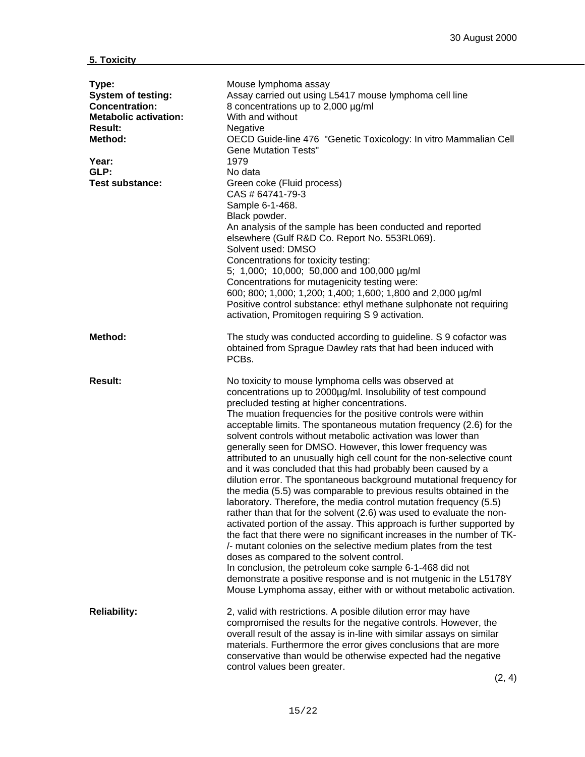30 August 2000

## 5. Toxicity

**Type:** Mouse lymphoma assay
**System of testing:** Assay carried out using L5417 mouse lymphoma cell line
**Concentration:** 8 concentrations up to 2,000 µg/ml
**Metabolic activation:** With and without
**Result:** Negative
**Method:** OECD Guide-line 476 "Genetic Toxicology: In vitro Mammalian Cell Gene Mutation Tests"
**Year:** 1979
**GLP:** No data
**Test substance:** Green coke (Fluid process)
CAS # 64741-79-3
Sample 6-1-468.
Black powder.
An analysis of the sample has been conducted and reported elsewhere (Gulf R&D Co. Report No. 553RL069).
Solvent used: DMSO
Concentrations for toxicity testing:
5; 1,000; 10,000; 50,000 and 100,000 µg/ml
Concentrations for mutagenicity testing were:
600; 800; 1,000; 1,200; 1,400; 1,600; 1,800 and 2,000 µg/ml
Positive control substance: ethyl methane sulphonate not requiring activation, Promitogen requiring S 9 activation.

**Method:** The study was conducted according to guideline. S 9 cofactor was obtained from Sprague Dawley rats that had been induced with PCBs.

**Result:** No toxicity to mouse lymphoma cells was observed at concentrations up to 2000µg/ml. Insolubility of test compound precluded testing at higher concentrations.
The muation frequencies for the positive controls were within acceptable limits. The spontaneous mutation frequency (2.6) for the solvent controls without metabolic activation was lower than generally seen for DMSO. However, this lower frequency was attributed to an unusually high cell count for the non-selective count and it was concluded that this had probably been caused by a dilution error. The spontaneous background mutational frequency for the media (5.5) was comparable to previous results obtained in the laboratory. Therefore, the media control mutation frequency (5.5) rather than that for the solvent (2.6) was used to evaluate the non-activated portion of the assay. This approach is further supported by the fact that there were no significant increases in the number of TK-/- mutant colonies on the selective medium plates from the test doses as compared to the solvent control.
In conclusion, the petroleum coke sample 6-1-468 did not demonstrate a positive response and is not mutgenic in the L5178Y Mouse Lymphoma assay, either with or without metabolic activation.

**Reliability:** 2, valid with restrictions. A posible dilution error may have compromised the results for the negative controls. However, the overall result of the assay is in-line with similar assays on similar materials. Furthermore the error gives conclusions that are more conservative than would be otherwise expected had the negative control values been greater.

(2, 4)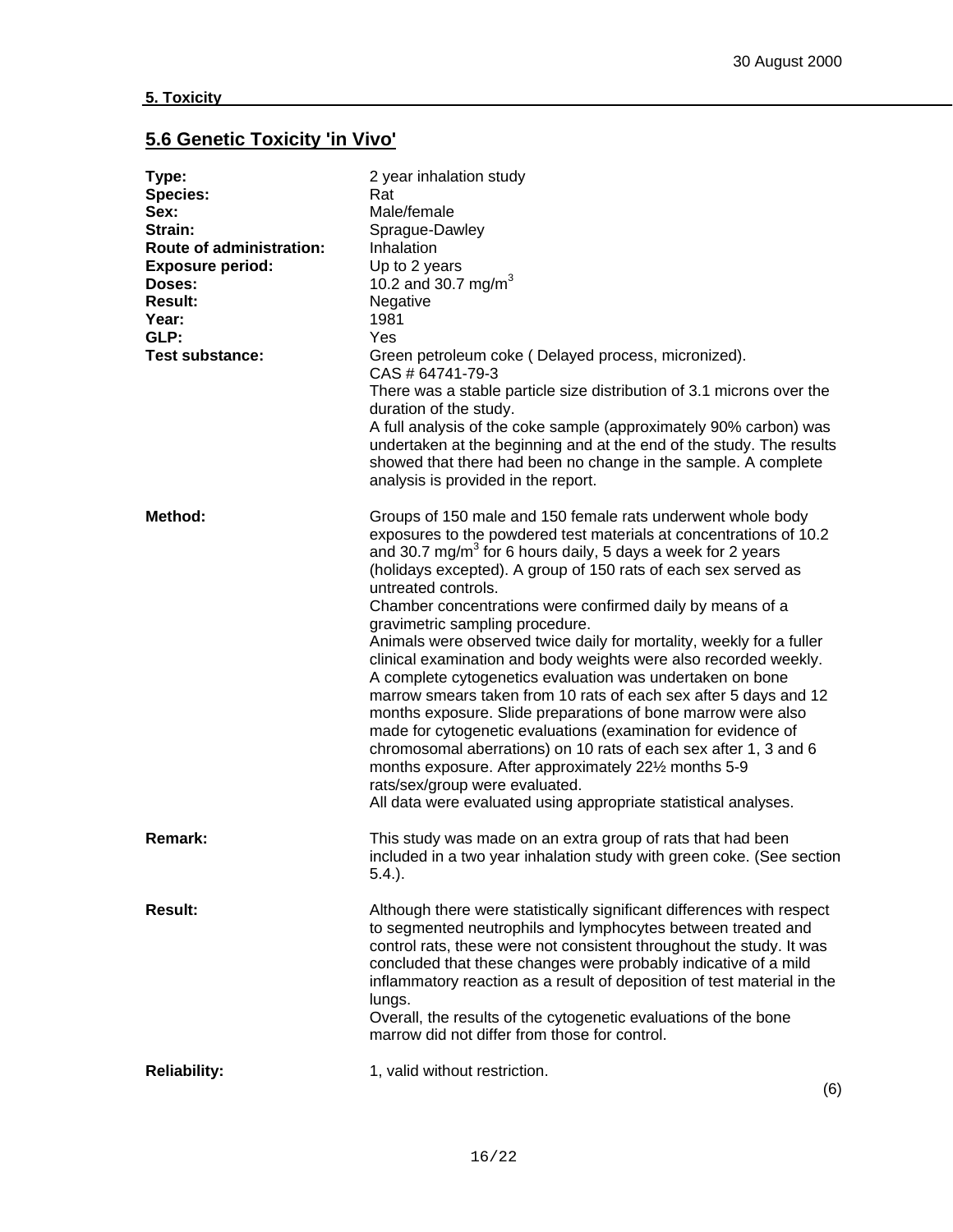**5. Toxicity**

## 5.6 Genetic Toxicity 'in Vivo'

**Type:** 2 year inhalation study
**Species:** Rat
**Sex:** Male/female
**Strain:** Sprague-Dawley
**Route of administration:** Inhalation
**Exposure period:** Up to 2 years
**Doses:** 10.2 and 30.7 mg/$m^3$
**Result:** Negative
**Year:** 1981
**GLP:** Yes
**Test substance:** Green petroleum coke ( Delayed process, micronized).
CAS # 64741-79-3
There was a stable particle size distribution of 3.1 microns over the duration of the study.
A full analysis of the coke sample (approximately 90% carbon) was undertaken at the beginning and at the end of the study. The results showed that there had been no change in the sample. A complete analysis is provided in the report.

**Method:** Groups of 150 male and 150 female rats underwent whole body exposures to the powdered test materials at concentrations of 10.2 and 30.7 mg/$m^3$ for 6 hours daily, 5 days a week for 2 years (holidays excepted). A group of 150 rats of each sex served as untreated controls.
Chamber concentrations were confirmed daily by means of a gravimetric sampling procedure.
Animals were observed twice daily for mortality, weekly for a fuller clinical examination and body weights were also recorded weekly.
A complete cytogenetics evaluation was undertaken on bone marrow smears taken from 10 rats of each sex after 5 days and 12 months exposure. Slide preparations of bone marrow were also made for cytogenetic evaluations (examination for evidence of chromosomal aberrations) on 10 rats of each sex after 1, 3 and 6 months exposure. After approximately 22½ months 5-9 rats/sex/group were evaluated.
All data were evaluated using appropriate statistical analyses.

**Remark:** This study was made on an extra group of rats that had been included in a two year inhalation study with green coke. (See section 5.4.).

**Result:** Although there were statistically significant differences with respect to segmented neutrophils and lymphocytes between treated and control rats, these were not consistent throughout the study. It was concluded that these changes were probably indicative of a mild inflammatory reaction as a result of deposition of test material in the lungs.
Overall, the results of the cytogenetic evaluations of the bone marrow did not differ from those for control.

**Reliability:** 1, valid without restriction.

(6)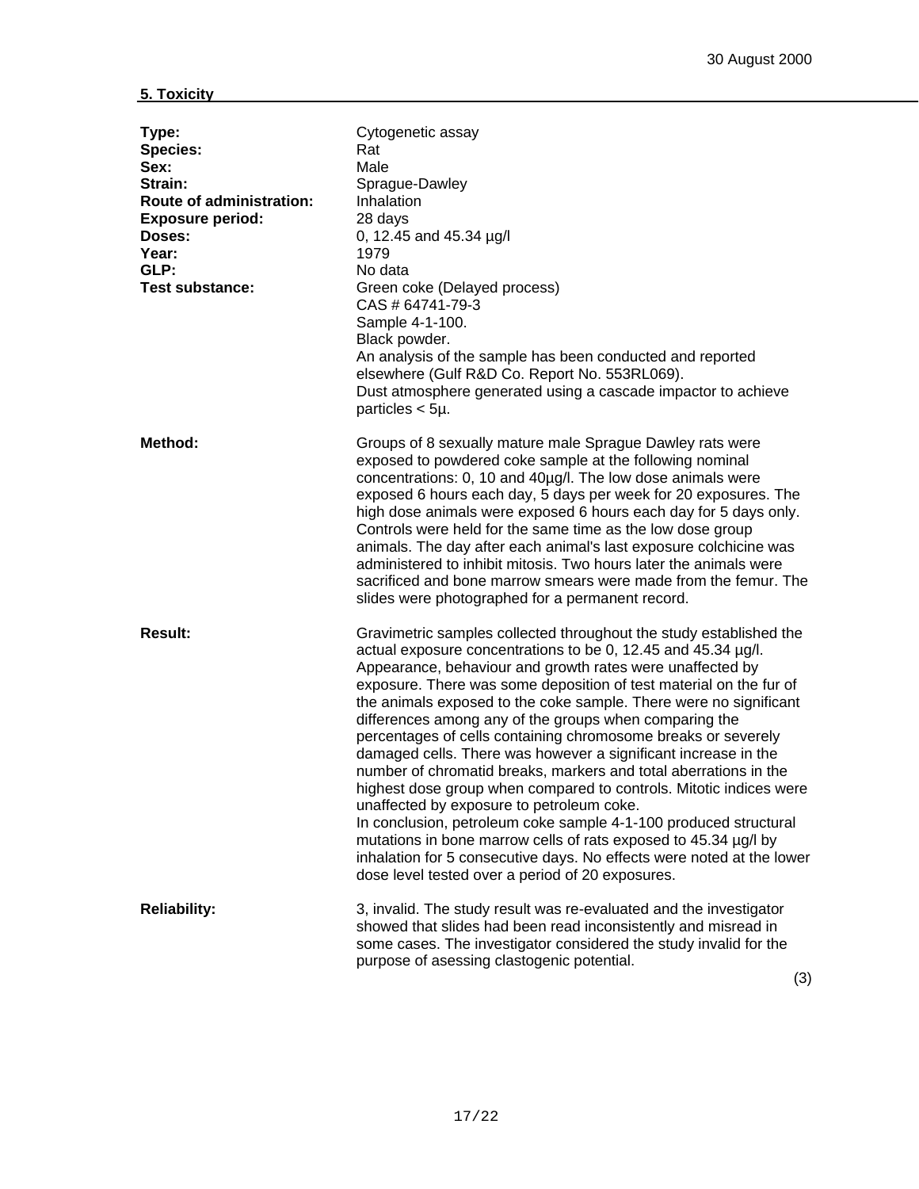30 August 2000

## 5. Toxicity

**Type:** Cytogenetic assay
**Species:** Rat
**Sex:** Male
**Strain:** Sprague-Dawley
**Route of administration:** Inhalation
**Exposure period:** 28 days
**Doses:** 0, 12.45 and 45.34 µg/l
**Year:** 1979
**GLP:** No data
**Test substance:** Green coke (Delayed process)
CAS # 64741-79-3
Sample 4-1-100.
Black powder.
An analysis of the sample has been conducted and reported elsewhere (Gulf R&D Co. Report No. 553RL069).
Dust atmosphere generated using a cascade impactor to achieve particles < 5µ.

**Method:** Groups of 8 sexually mature male Sprague Dawley rats were exposed to powdered coke sample at the following nominal concentrations: 0, 10 and 40µg/l. The low dose animals were exposed 6 hours each day, 5 days per week for 20 exposures. The high dose animals were exposed 6 hours each day for 5 days only. Controls were held for the same time as the low dose group animals. The day after each animal's last exposure colchicine was administered to inhibit mitosis. Two hours later the animals were sacrificed and bone marrow smears were made from the femur. The slides were photographed for a permanent record.

**Result:** Gravimetric samples collected throughout the study established the actual exposure concentrations to be 0, 12.45 and 45.34 µg/l. Appearance, behaviour and growth rates were unaffected by exposure. There was some deposition of test material on the fur of the animals exposed to the coke sample. There were no significant differences among any of the groups when comparing the percentages of cells containing chromosome breaks or severely damaged cells. There was however a significant increase in the number of chromatid breaks, markers and total aberrations in the highest dose group when compared to controls. Mitotic indices were unaffected by exposure to petroleum coke.
In conclusion, petroleum coke sample 4-1-100 produced structural mutations in bone marrow cells of rats exposed to 45.34 µg/l by inhalation for 5 consecutive days. No effects were noted at the lower dose level tested over a period of 20 exposures.

**Reliability:** 3, invalid. The study result was re-evaluated and the investigator showed that slides had been read inconsistently and misread in some cases. The investigator considered the study invalid for the purpose of asessing clastogenic potential.

(3)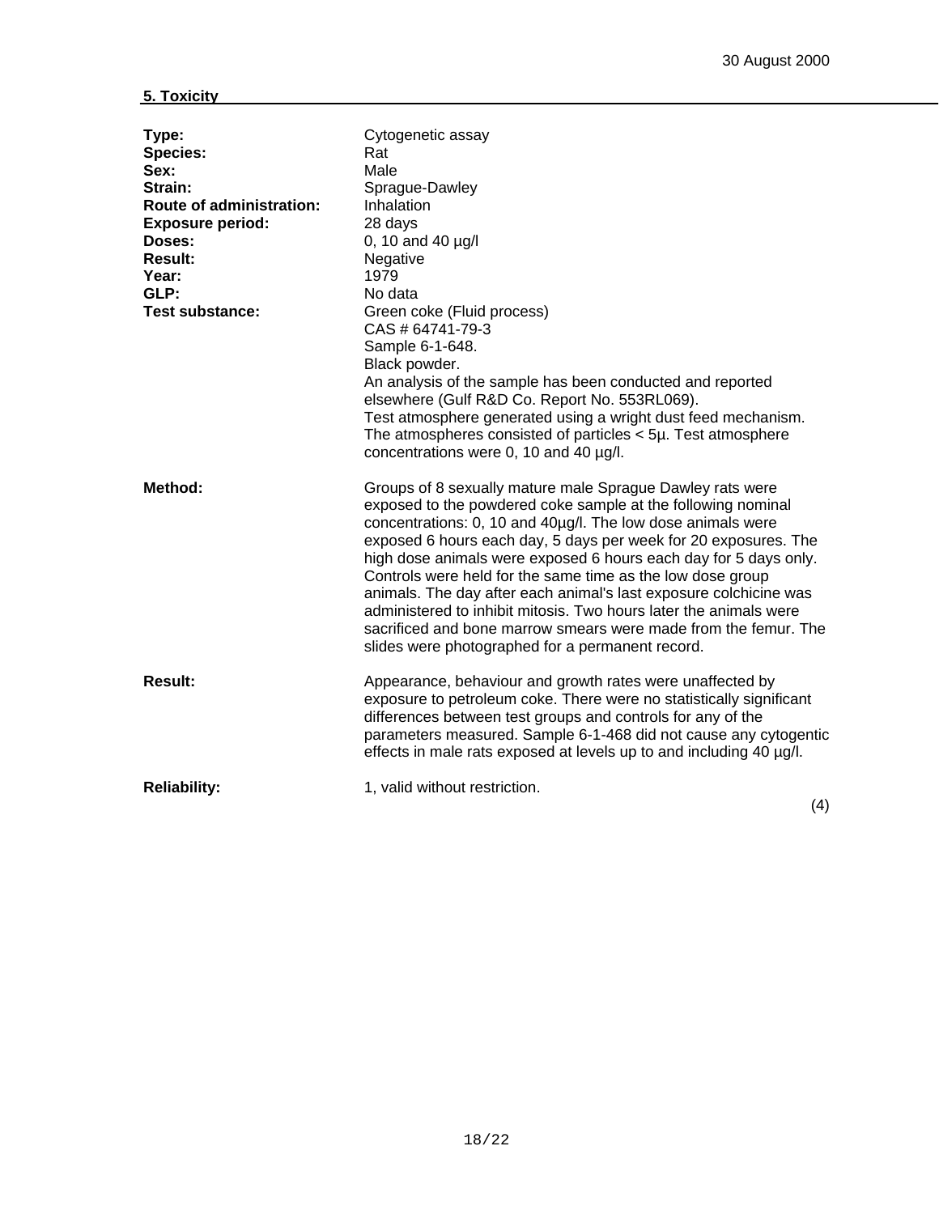**5. Toxicity**

| | |
|---|---|
| **Type:** | Cytogenetic assay |
| **Species:** | Rat |
| **Sex:** | Male |
| **Strain:** | Sprague-Dawley |
| **Route of administration:** | Inhalation |
| **Exposure period:** | 28 days |
| **Doses:** | 0, 10 and 40 µg/l |
| **Result:** | Negative |
| **Year:** | 1979 |
| **GLP:** | No data |
| **Test substance:** | Green coke (Fluid process) CAS # 64741-79-3 Sample 6-1-648. Black powder. An analysis of the sample has been conducted and reported elsewhere (Gulf R&D Co. Report No. 553RL069). Test atmosphere generated using a wright dust feed mechanism. The atmospheres consisted of particles < 5µ. Test atmosphere concentrations were 0, 10 and 40 µg/l. |
| **Method:** | Groups of 8 sexually mature male Sprague Dawley rats were exposed to the powdered coke sample at the following nominal concentrations: 0, 10 and 40µg/l. The low dose animals were exposed 6 hours each day, 5 days per week for 20 exposures. The high dose animals were exposed 6 hours each day for 5 days only. Controls were held for the same time as the low dose group animals. The day after each animal's last exposure colchicine was administered to inhibit mitosis. Two hours later the animals were sacrificed and bone marrow smears were made from the femur. The slides were photographed for a permanent record. |
| **Result:** | Appearance, behaviour and growth rates were unaffected by exposure to petroleum coke. There were no statistically significant differences between test groups and controls for any of the parameters measured. Sample 6-1-468 did not cause any cytogentic effects in male rats exposed at levels up to and including 40 µg/l. |
| **Reliability:** | 1, valid without restriction. |

(4)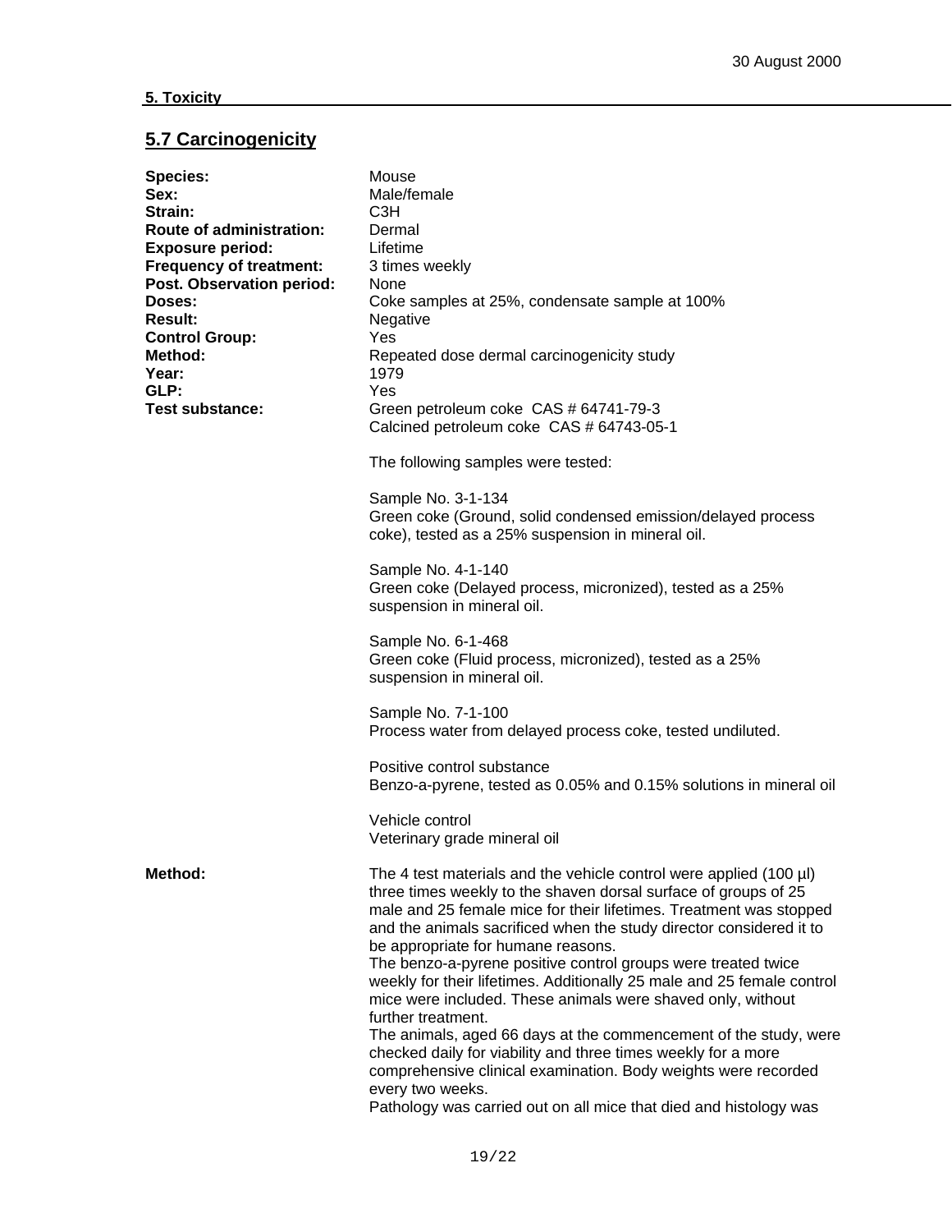30 August 2000

**5. Toxicity**

## 5.7 Carcinogenicity

**Species:** Mouse
**Sex:** Male/female
**Strain:** C3H
**Route of administration:** Dermal
**Exposure period:** Lifetime
**Frequency of treatment:** 3 times weekly
**Post. Observation period:** None
**Doses:** Coke samples at 25%, condensate sample at 100%
**Result:** Negative
**Control Group:** Yes
**Method:** Repeated dose dermal carcinogenicity study
**Year:** 1979
**GLP:** Yes
**Test substance:** Green petroleum coke CAS # 64741-79-3
Calcined petroleum coke CAS # 64743-05-1

The following samples were tested:

Sample No. 3-1-134
Green coke (Ground, solid condensed emission/delayed process coke), tested as a 25% suspension in mineral oil.

Sample No. 4-1-140
Green coke (Delayed process, micronized), tested as a 25% suspension in mineral oil.

Sample No. 6-1-468
Green coke (Fluid process, micronized), tested as a 25% suspension in mineral oil.

Sample No. 7-1-100
Process water from delayed process coke, tested undiluted.

Positive control substance
Benzo-a-pyrene, tested as 0.05% and 0.15% solutions in mineral oil

Vehicle control
Veterinary grade mineral oil

**Method:** The 4 test materials and the vehicle control were applied (100 µl) three times weekly to the shaven dorsal surface of groups of 25 male and 25 female mice for their lifetimes. Treatment was stopped and the animals sacrificed when the study director considered it to be appropriate for humane reasons.
The benzo-a-pyrene positive control groups were treated twice weekly for their lifetimes. Additionally 25 male and 25 female control mice were included. These animals were shaved only, without further treatment.
The animals, aged 66 days at the commencement of the study, were checked daily for viability and three times weekly for a more comprehensive clinical examination. Body weights were recorded every two weeks.
Pathology was carried out on all mice that died and histology was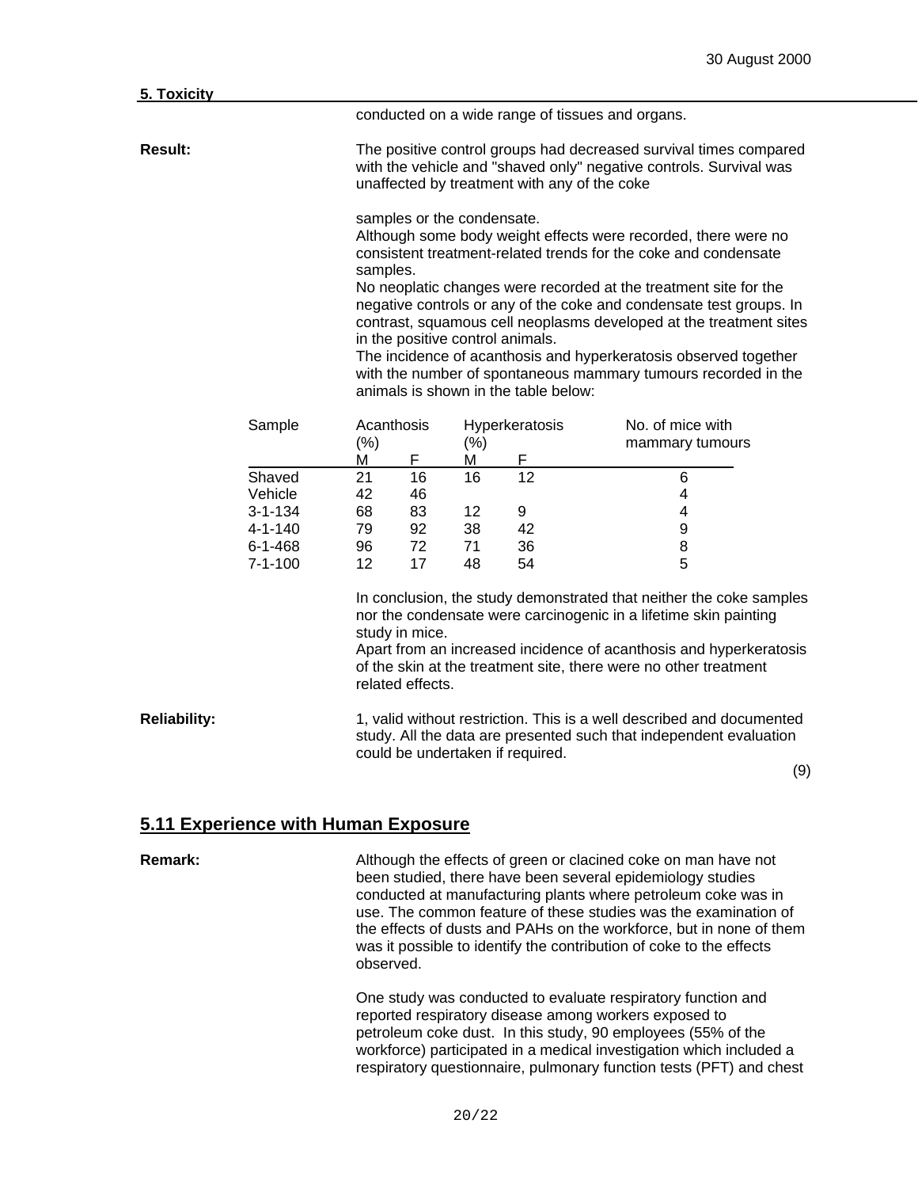**5. Toxicity**

conducted on a wide range of tissues and organs.

**Result:** The positive control groups had decreased survival times compared with the vehicle and "shaved only" negative controls. Survival was unaffected by treatment with any of the coke

samples or the condensate.
Although some body weight effects were recorded, there were no consistent treatment-related trends for the coke and condensate samples.
No neoplatic changes were recorded at the treatment site for the negative controls or any of the coke and condensate test groups. In contrast, squamous cell neoplasms developed at the treatment sites in the positive control animals.
The incidence of acanthosis and hyperkeratosis observed together with the number of spontaneous mammary tumours recorded in the animals is shown in the table below:

| Sample | Acanthosis (%) | | Hyperkeratosis (%) | | No. of mice with mammary tumours |
|---|---|---|---|---|---|
| | M | F | M | F | |
| Shaved | 21 | 16 | 16 | 12 | 6 |
| Vehicle | 42 | 46 | | | 4 |
| 3-1-134 | 68 | 83 | 12 | 9 | 4 |
| 4-1-140 | 79 | 92 | 38 | 42 | 9 |
| 6-1-468 | 96 | 72 | 71 | 36 | 8 |
| 7-1-100 | 12 | 17 | 48 | 54 | 5 |

In conclusion, the study demonstrated that neither the coke samples nor the condensate were carcinogenic in a lifetime skin painting study in mice.
Apart from an increased incidence of acanthosis and hyperkeratosis of the skin at the treatment site, there were no other treatment related effects.

**Reliability:** 1, valid without restriction. This is a well described and documented study. All the data are presented such that independent evaluation could be undertaken if required.

(9)

## 5.11 Experience with Human Exposure

**Remark:** Although the effects of green or clacined coke on man have not been studied, there have been several epidemiology studies conducted at manufacturing plants where petroleum coke was in use. The common feature of these studies was the examination of the effects of dusts and PAHs on the workforce, but in none of them was it possible to identify the contribution of coke to the effects observed.

One study was conducted to evaluate respiratory function and reported respiratory disease among workers exposed to petroleum coke dust. In this study, 90 employees (55% of the workforce) participated in a medical investigation which included a respiratory questionnaire, pulmonary function tests (PFT) and chest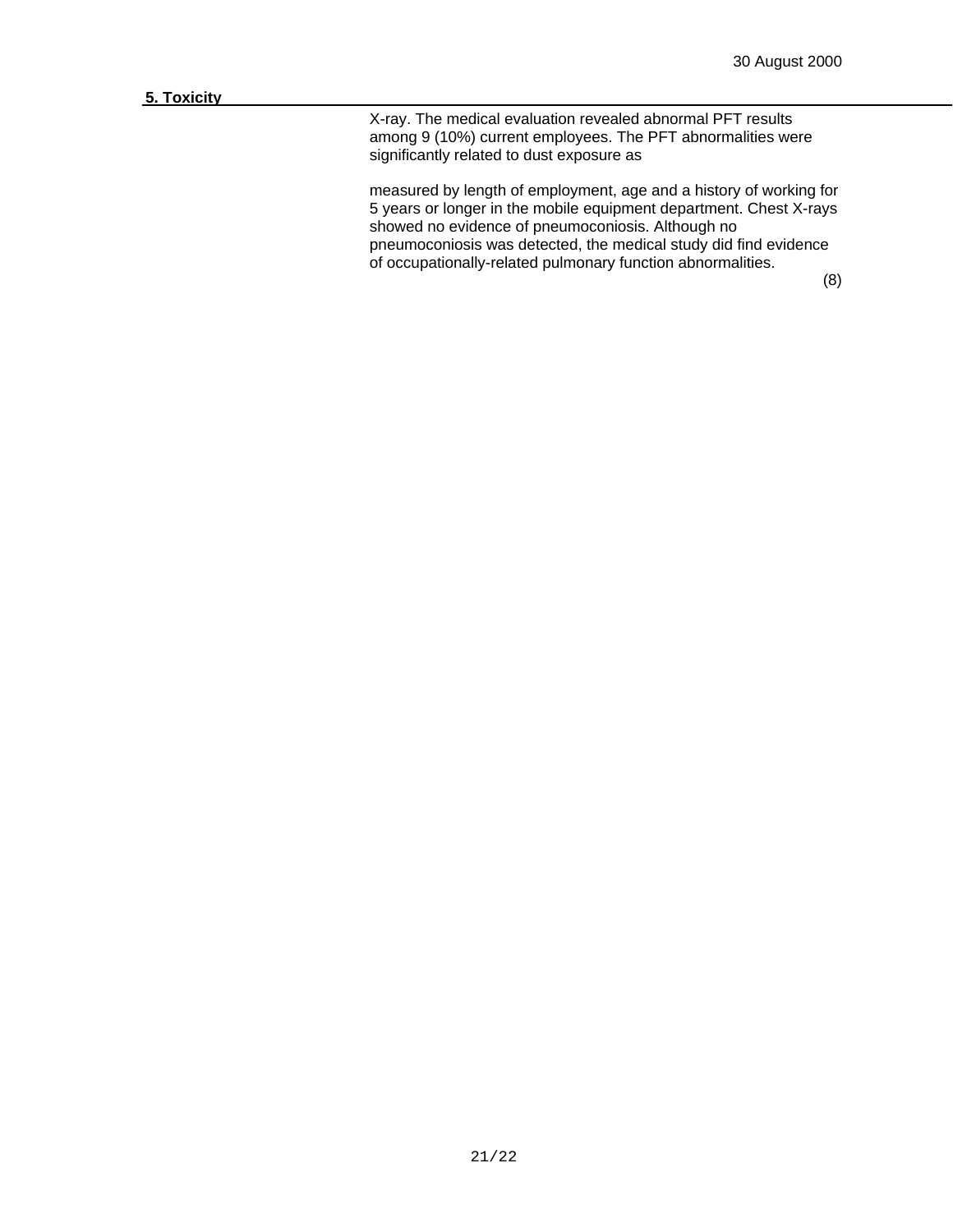## 5. Toxicity

X-ray. The medical evaluation revealed abnormal PFT results among 9 (10%) current employees. The PFT abnormalities were significantly related to dust exposure as

measured by length of employment, age and a history of working for 5 years or longer in the mobile equipment department. Chest X-rays showed no evidence of pneumoconiosis. Although no pneumoconiosis was detected, the medical study did find evidence of occupationally-related pulmonary function abnormalities.

(8)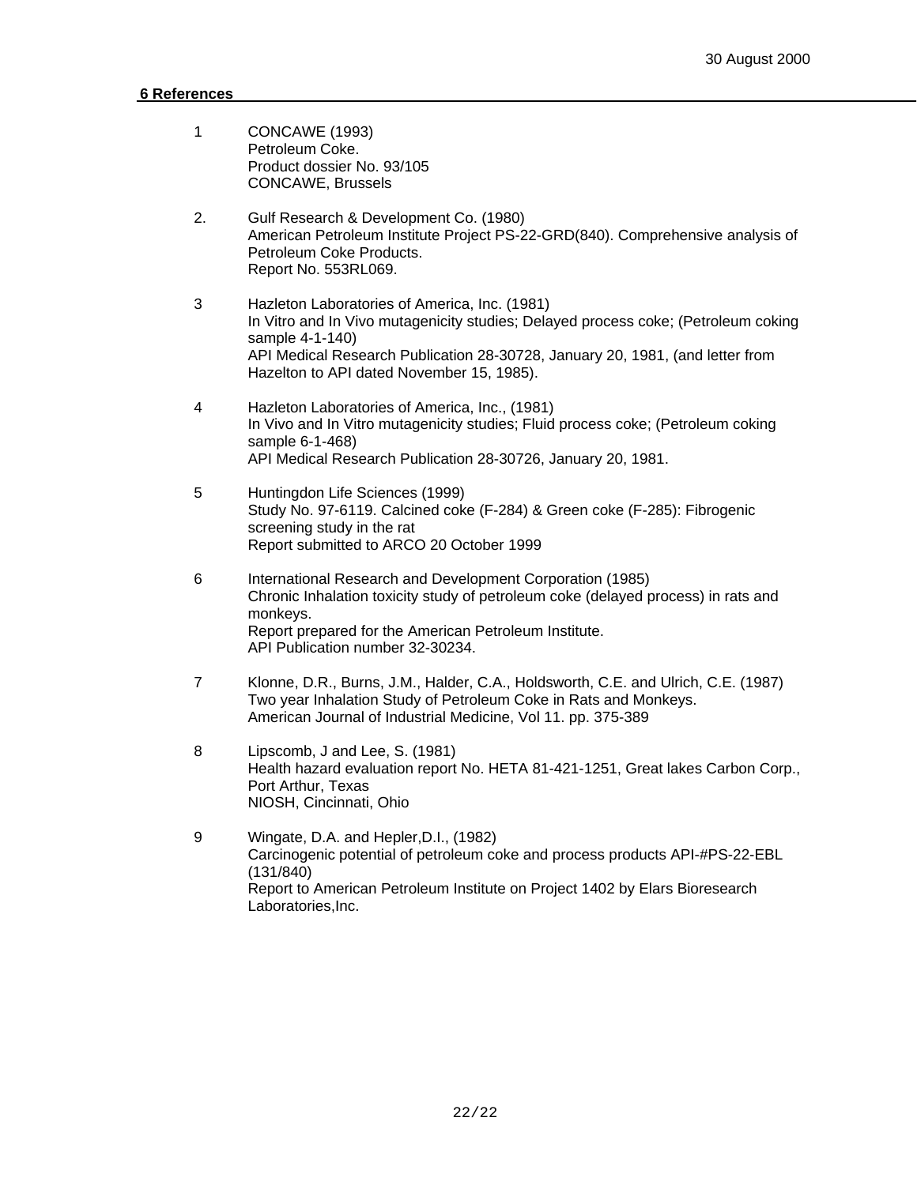## 6 References

1 CONCAWE (1993)
Petroleum Coke.
Product dossier No. 93/105
CONCAWE, Brussels

2. Gulf Research & Development Co. (1980)
American Petroleum Institute Project PS-22-GRD(840). Comprehensive analysis of Petroleum Coke Products.
Report No. 553RL069.

3 Hazleton Laboratories of America, Inc. (1981)
In Vitro and In Vivo mutagenicity studies; Delayed process coke; (Petroleum coking sample 4-1-140)
API Medical Research Publication 28-30728, January 20, 1981, (and letter from Hazelton to API dated November 15, 1985).

4 Hazleton Laboratories of America, Inc., (1981)
In Vivo and In Vitro mutagenicity studies; Fluid process coke; (Petroleum coking sample 6-1-468)
API Medical Research Publication 28-30726, January 20, 1981.

5 Huntingdon Life Sciences (1999)
Study No. 97-6119. Calcined coke (F-284) & Green coke (F-285): Fibrogenic screening study in the rat
Report submitted to ARCO 20 October 1999

6 International Research and Development Corporation (1985)
Chronic Inhalation toxicity study of petroleum coke (delayed process) in rats and monkeys.
Report prepared for the American Petroleum Institute.
API Publication number 32-30234.

7 Klonne, D.R., Burns, J.M., Halder, C.A., Holdsworth, C.E. and Ulrich, C.E. (1987)
Two year Inhalation Study of Petroleum Coke in Rats and Monkeys.
American Journal of Industrial Medicine, Vol 11. pp. 375-389

8 Lipscomb, J and Lee, S. (1981)
Health hazard evaluation report No. HETA 81-421-1251, Great lakes Carbon Corp., Port Arthur, Texas
NIOSH, Cincinnati, Ohio

9 Wingate, D.A. and Hepler,D.I., (1982)
Carcinogenic potential of petroleum coke and process products API-#PS-22-EBL (131/840)
Report to American Petroleum Institute on Project 1402 by Elars Bioresearch Laboratories,Inc.